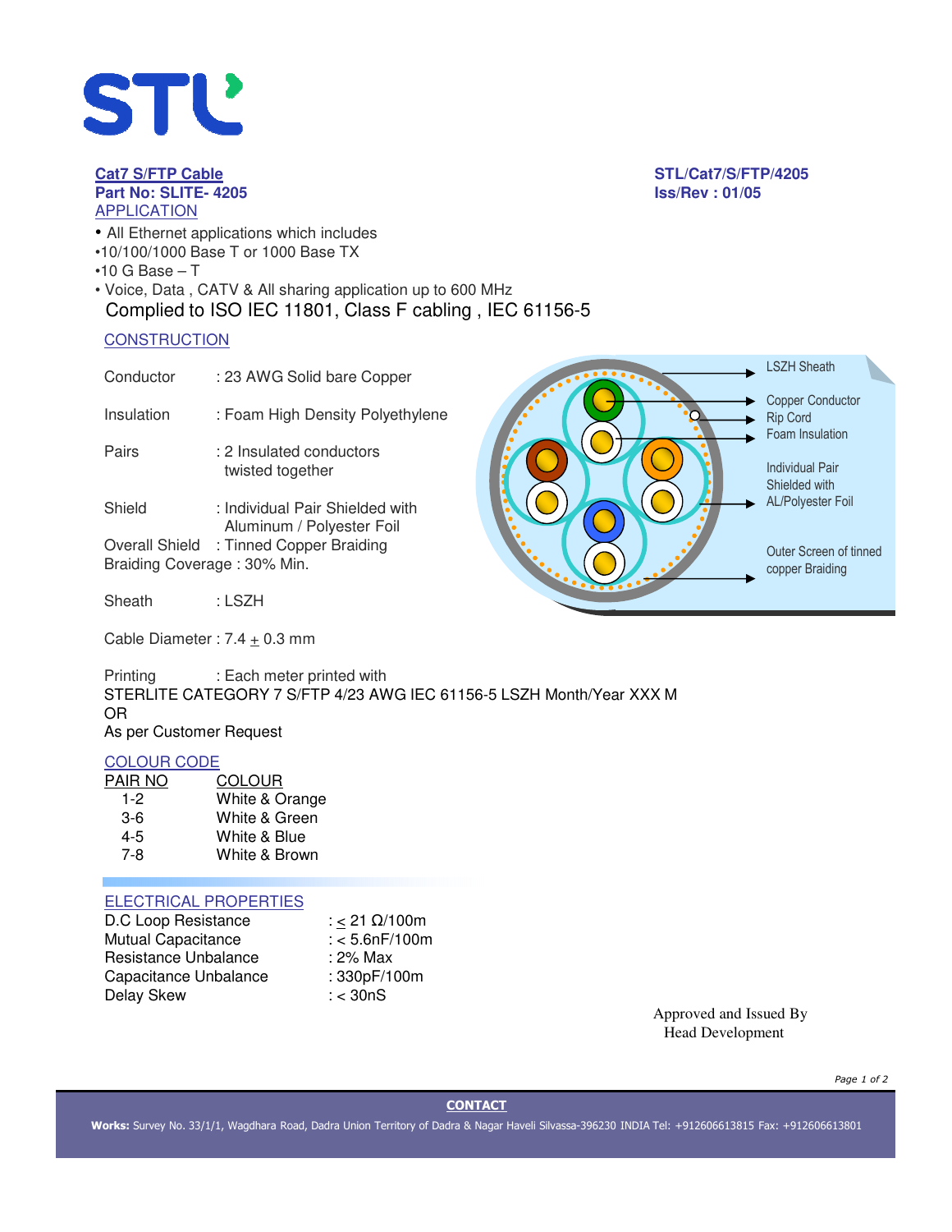STL

**Cat7 S/FTP Cable**
**Part No: SLITE- 4205**

**STL/Cat7/S/FTP/4205**
**Iss/Rev : 01/05**

## APPLICATION

- All Ethernet applications which includes
- 10/100/1000 Base T or 1000 Base TX
- 10 G Base – T
- Voice, Data , CATV & All sharing application up to 600 MHz

Complied to ISO IEC 11801, Class F cabling , IEC 61156-5

## CONSTRUCTION

Conductor : 23 AWG Solid bare Copper

Insulation : Foam High Density Polyethylene

Pairs : 2 Insulated conductors twisted together

Shield : Individual Pair Shielded with Aluminum / Polyester Foil

Overall Shield : Tinned Copper Braiding

Braiding Coverage : 30% Min.

Sheath : LSZH

Cable Diameter : 7.4 ± 0.3 mm

LSZH Sheath
Copper Conductor
Rip Cord
Foam Insulation
Individual Pair Shielded with AL/Polyester Foil
Outer Screen of tinned copper Braiding

Printing : Each meter printed with
STERLITE CATEGORY 7 S/FTP 4/23 AWG IEC 61156-5 LSZH Month/Year XXX M
OR
As per Customer Request

## COLOUR CODE

| PAIR NO | COLOUR |
|---|---|
| 1-2 | White & Orange |
| 3-6 | White & Green |
| 4-5 | White & Blue |
| 7-8 | White & Brown |

## ELECTRICAL PROPERTIES

| | |
|---|---|
| D.C Loop Resistance | : ≤ 21 Ω/100m |
| Mutual Capacitance | : < 5.6nF/100m |
| Resistance Unbalance | : 2% Max |
| Capacitance Unbalance | : 330pF/100m |
| Delay Skew | : < 30nS |

Approved and Issued By
Head Development

**CONTACT**

**Works:** Survey No. 33/1/1, Wagdhara Road, Dadra Union Territory of Dadra & Nagar Haveli Silvassa-396230 INDIA Tel: +912606613815 Fax: +912606613801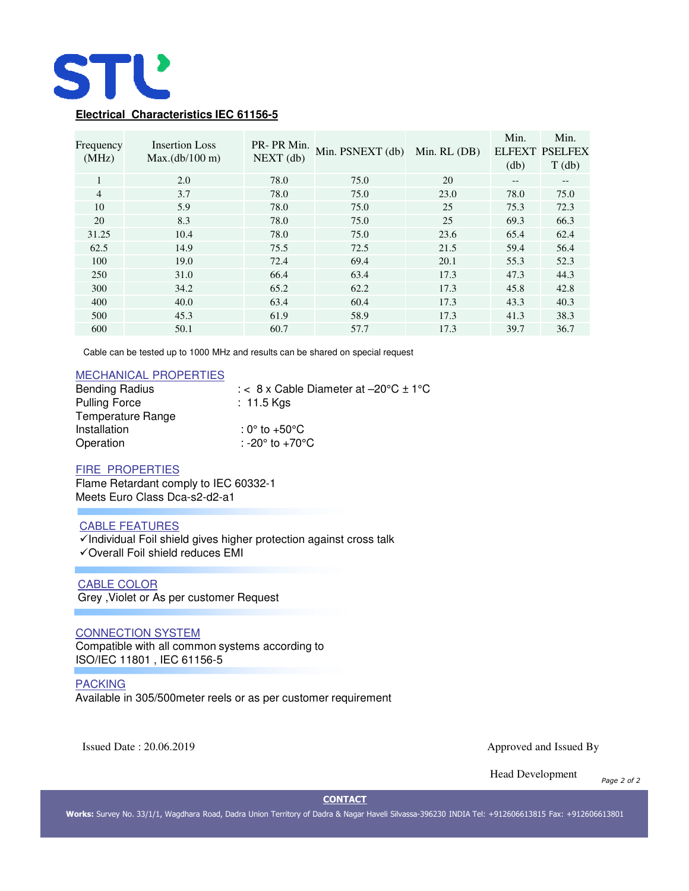STL

## Electrical Characteristics IEC 61156-5

| Frequency (MHz) | Insertion Loss Max.(db/100 m) | PR- PR Min. NEXT (db) | Min. PSNEXT (db) | Min. RL (DB) | Min. ELFEXT (db) | Min. PSELFEXT (db) |
|---|---|---|---|---|---|---|
| 1 | 2.0 | 78.0 | 75.0 | 20 | -- | -- |
| 4 | 3.7 | 78.0 | 75.0 | 23.0 | 78.0 | 75.0 |
| 10 | 5.9 | 78.0 | 75.0 | 25 | 75.3 | 72.3 |
| 20 | 8.3 | 78.0 | 75.0 | 25 | 69.3 | 66.3 |
| 31.25 | 10.4 | 78.0 | 75.0 | 23.6 | 65.4 | 62.4 |
| 62.5 | 14.9 | 75.5 | 72.5 | 21.5 | 59.4 | 56.4 |
| 100 | 19.0 | 72.4 | 69.4 | 20.1 | 55.3 | 52.3 |
| 250 | 31.0 | 66.4 | 63.4 | 17.3 | 47.3 | 44.3 |
| 300 | 34.2 | 65.2 | 62.2 | 17.3 | 45.8 | 42.8 |
| 400 | 40.0 | 63.4 | 60.4 | 17.3 | 43.3 | 40.3 |
| 500 | 45.3 | 61.9 | 58.9 | 17.3 | 41.3 | 38.3 |
| 600 | 50.1 | 60.7 | 57.7 | 17.3 | 39.7 | 36.7 |

Cable can be tested up to 1000 MHz and results can be shared on special request

### MECHANICAL PROPERTIES

Bending Radius : < 8 x Cable Diameter at –20°C ± 1°C
Pulling Force : 11.5 Kgs
Temperature Range
Installation : 0° to +50°C
Operation : -20° to +70°C

### FIRE PROPERTIES

Flame Retardant comply to IEC 60332-1
Meets Euro Class Dca-s2-d2-a1

### CABLE FEATURES

✓Individual Foil shield gives higher protection against cross talk
✓Overall Foil shield reduces EMI

### CABLE COLOR

Grey ,Violet or As per customer Request

### CONNECTION SYSTEM

Compatible with all common systems according to ISO/IEC 11801 , IEC 61156-5

### PACKING

Available in 305/500meter reels or as per customer requirement

Issued Date : 20.06.2019

Approved and Issued By

Head Development

**CONTACT**

**Works:** Survey No. 33/1/1, Wagdhara Road, Dadra Union Territory of Dadra & Nagar Haveli Silvassa-396230 INDIA Tel: +912606613815 Fax: +912606613801